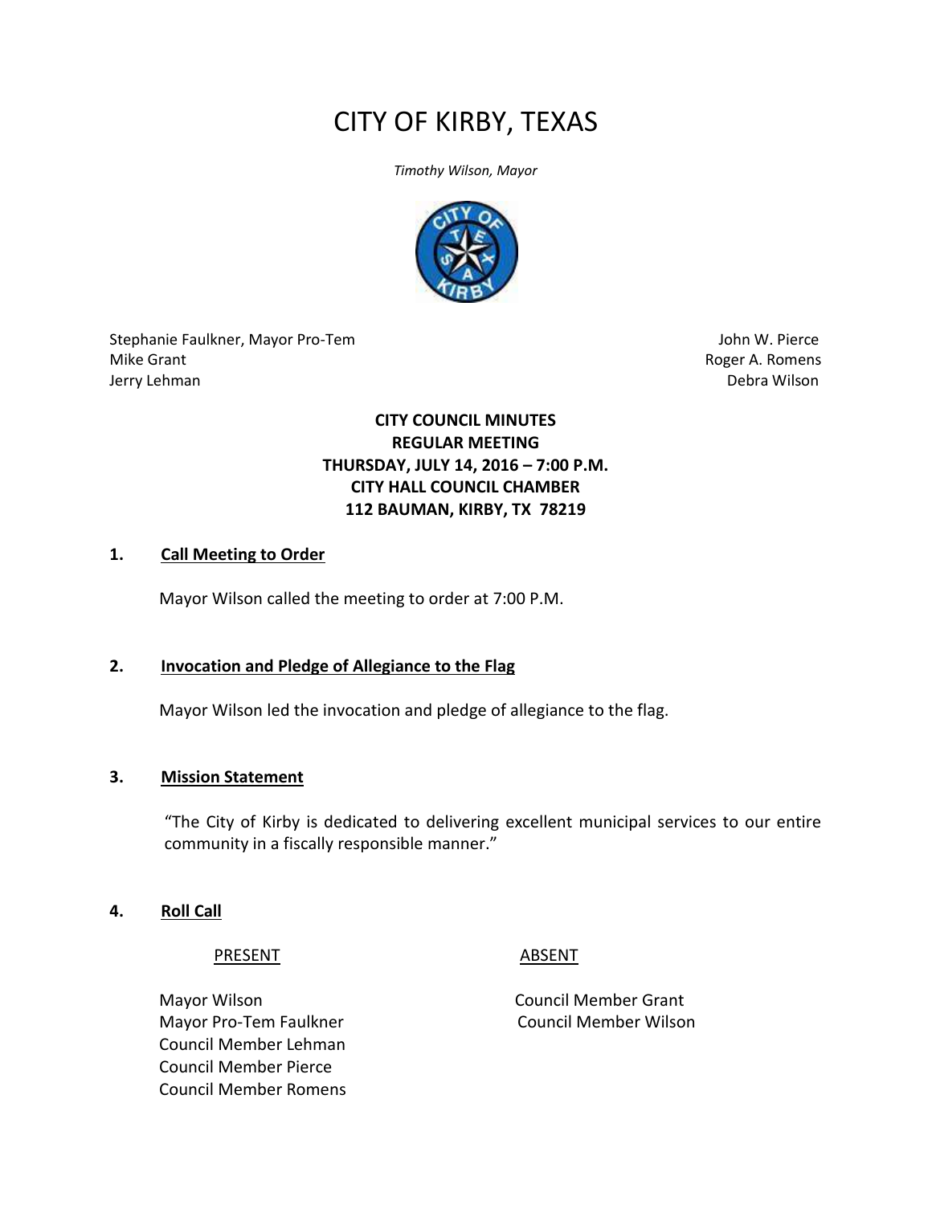# CITY OF KIRBY, TEXAS

*Timothy Wilson, Mayor*

Stephanie Faulkner, Mayor Pro-Tem
Mike Grant
Jerry Lehman
John W. Pierce
Roger A. Romens
Debra Wilson

**CITY COUNCIL MINUTES**
**REGULAR MEETING**
**THURSDAY, JULY 14, 2016 – 7:00 P.M.**
**CITY HALL COUNCIL CHAMBER**
**112 BAUMAN, KIRBY, TX 78219**

## 1. Call Meeting to Order

Mayor Wilson called the meeting to order at 7:00 P.M.

## 2. Invocation and Pledge of Allegiance to the Flag

Mayor Wilson led the invocation and pledge of allegiance to the flag.

## 3. Mission Statement

"The City of Kirby is dedicated to delivering excellent municipal services to our entire community in a fiscally responsible manner."

## 4. Roll Call

| PRESENT | ABSENT |
| --- | --- |
| Mayor Wilson | Council Member Grant |
| Mayor Pro-Tem Faulkner | Council Member Wilson |
| Council Member Lehman | |
| Council Member Pierce | |
| Council Member Romens | |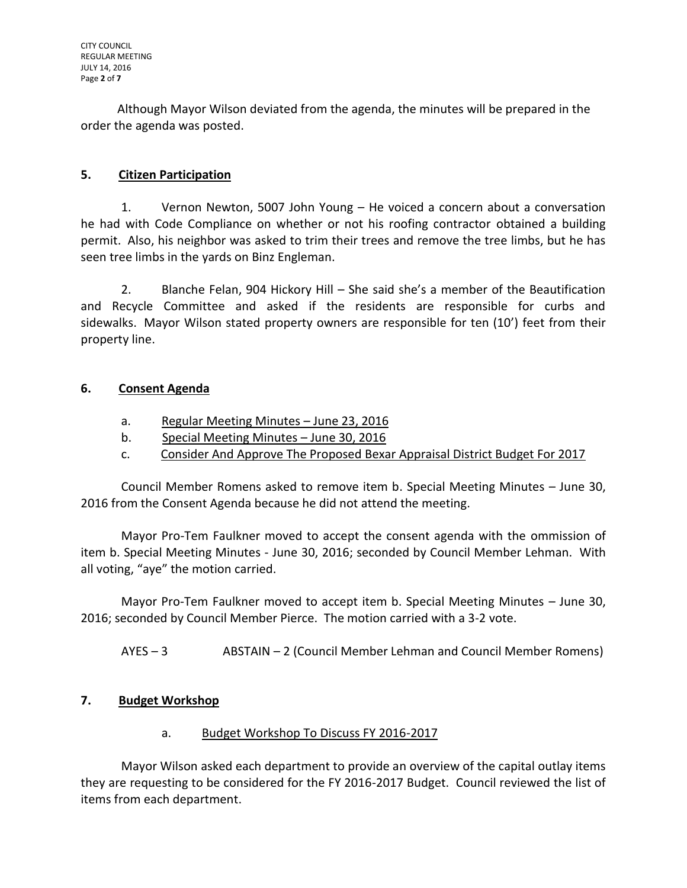Although Mayor Wilson deviated from the agenda, the minutes will be prepared in the order the agenda was posted.

## 5. Citizen Participation

1. Vernon Newton, 5007 John Young – He voiced a concern about a conversation he had with Code Compliance on whether or not his roofing contractor obtained a building permit. Also, his neighbor was asked to trim their trees and remove the tree limbs, but he has seen tree limbs in the yards on Binz Engleman.

2. Blanche Felan, 904 Hickory Hill – She said she's a member of the Beautification and Recycle Committee and asked if the residents are responsible for curbs and sidewalks. Mayor Wilson stated property owners are responsible for ten (10') feet from their property line.

## 6. Consent Agenda

a. Regular Meeting Minutes – June 23, 2016
b. Special Meeting Minutes – June 30, 2016
c. Consider And Approve The Proposed Bexar Appraisal District Budget For 2017

Council Member Romens asked to remove item b. Special Meeting Minutes – June 30, 2016 from the Consent Agenda because he did not attend the meeting.

Mayor Pro-Tem Faulkner moved to accept the consent agenda with the ommission of item b. Special Meeting Minutes - June 30, 2016; seconded by Council Member Lehman. With all voting, "aye" the motion carried.

Mayor Pro-Tem Faulkner moved to accept item b. Special Meeting Minutes – June 30, 2016; seconded by Council Member Pierce. The motion carried with a 3-2 vote.

AYES – 3 ABSTAIN – 2 (Council Member Lehman and Council Member Romens)

## 7. Budget Workshop

a. Budget Workshop To Discuss FY 2016-2017

Mayor Wilson asked each department to provide an overview of the capital outlay items they are requesting to be considered for the FY 2016-2017 Budget. Council reviewed the list of items from each department.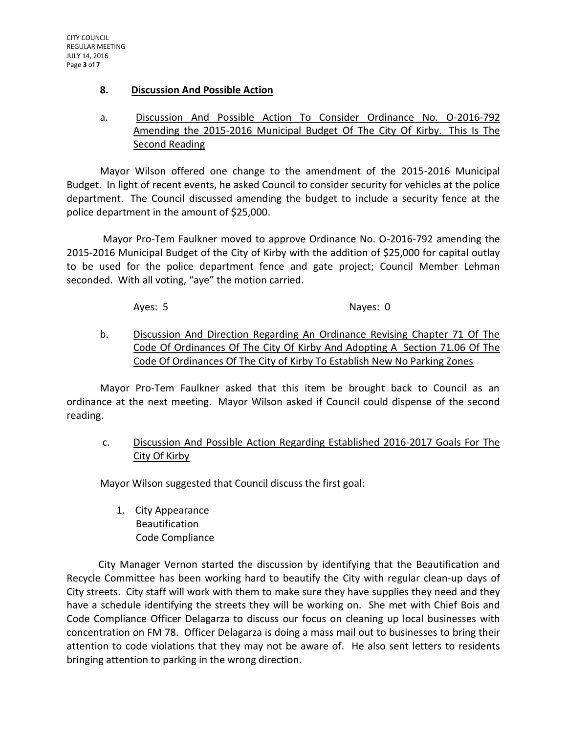## 8. Discussion And Possible Action

a. Discussion And Possible Action To Consider Ordinance No. O-2016-792 Amending the 2015-2016 Municipal Budget Of The City Of Kirby. This Is The Second Reading

Mayor Wilson offered one change to the amendment of the 2015-2016 Municipal Budget. In light of recent events, he asked Council to consider security for vehicles at the police department. The Council discussed amending the budget to include a security fence at the police department in the amount of $25,000.

Mayor Pro-Tem Faulkner moved to approve Ordinance No. O-2016-792 amending the 2015-2016 Municipal Budget of the City of Kirby with the addition of $25,000 for capital outlay to be used for the police department fence and gate project; Council Member Lehman seconded. With all voting, "aye" the motion carried.

Ayes: 5 Nayes: 0

b. Discussion And Direction Regarding An Ordinance Revising Chapter 71 Of The Code Of Ordinances Of The City Of Kirby And Adopting A Section 71.06 Of The Code Of Ordinances Of The City of Kirby To Establish New No Parking Zones

Mayor Pro-Tem Faulkner asked that this item be brought back to Council as an ordinance at the next meeting. Mayor Wilson asked if Council could dispense of the second reading.

c. Discussion And Possible Action Regarding Established 2016-2017 Goals For The City Of Kirby

Mayor Wilson suggested that Council discuss the first goal:

1. City Appearance
   Beautification
   Code Compliance

City Manager Vernon started the discussion by identifying that the Beautification and Recycle Committee has been working hard to beautify the City with regular clean-up days of City streets. City staff will work with them to make sure they have supplies they need and they have a schedule identifying the streets they will be working on. She met with Chief Bois and Code Compliance Officer Delagarza to discuss our focus on cleaning up local businesses with concentration on FM 78. Officer Delagarza is doing a mass mail out to businesses to bring their attention to code violations that they may not be aware of. He also sent letters to residents bringing attention to parking in the wrong direction.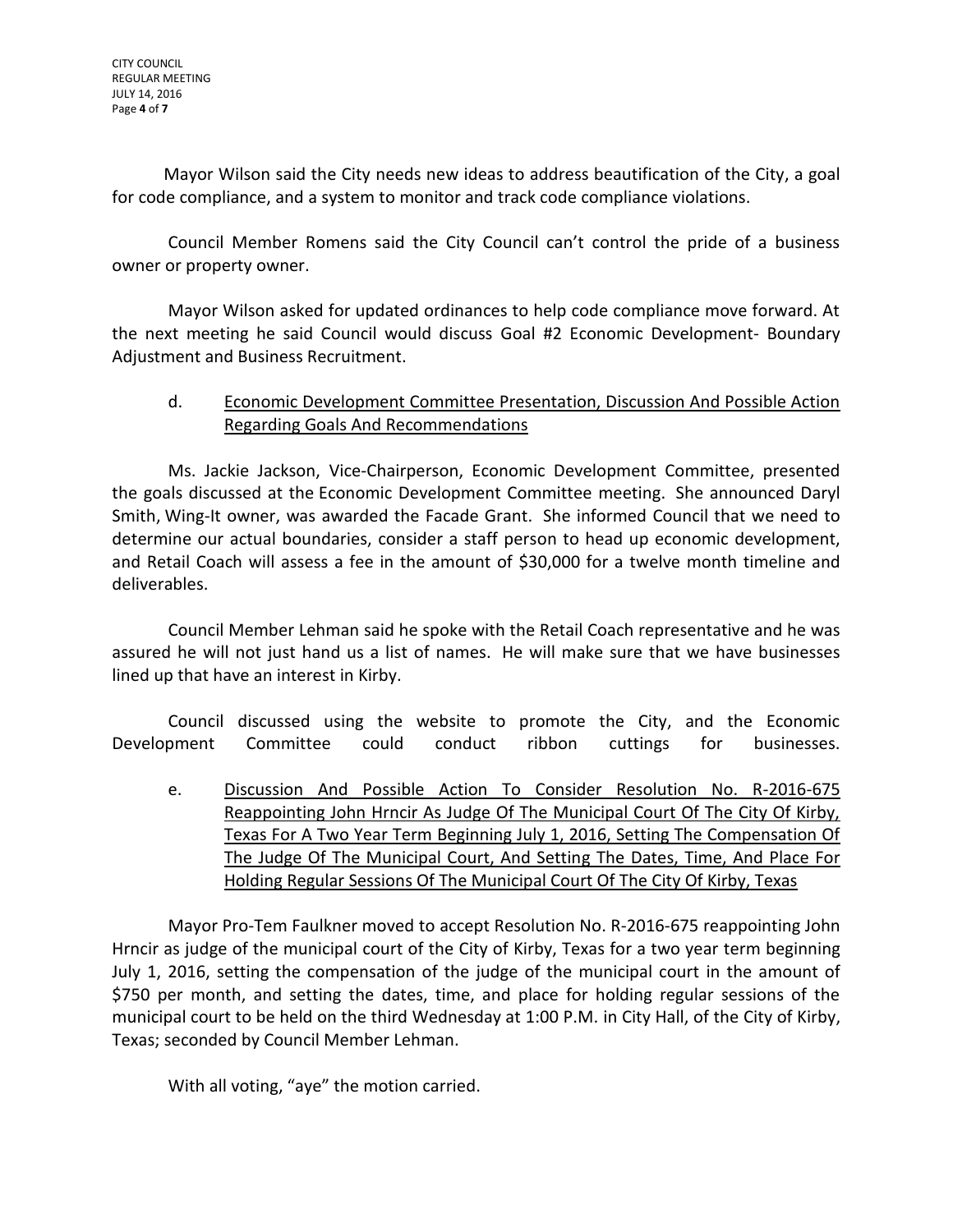Mayor Wilson said the City needs new ideas to address beautification of the City, a goal for code compliance, and a system to monitor and track code compliance violations.

Council Member Romens said the City Council can't control the pride of a business owner or property owner.

Mayor Wilson asked for updated ordinances to help code compliance move forward. At the next meeting he said Council would discuss Goal #2 Economic Development- Boundary Adjustment and Business Recruitment.

d. Economic Development Committee Presentation, Discussion And Possible Action Regarding Goals And Recommendations

Ms. Jackie Jackson, Vice-Chairperson, Economic Development Committee, presented the goals discussed at the Economic Development Committee meeting. She announced Daryl Smith, Wing-It owner, was awarded the Facade Grant. She informed Council that we need to determine our actual boundaries, consider a staff person to head up economic development, and Retail Coach will assess a fee in the amount of $30,000 for a twelve month timeline and deliverables.

Council Member Lehman said he spoke with the Retail Coach representative and he was assured he will not just hand us a list of names. He will make sure that we have businesses lined up that have an interest in Kirby.

Council discussed using the website to promote the City, and the Economic Development Committee could conduct ribbon cuttings for businesses.

e. Discussion And Possible Action To Consider Resolution No. R-2016-675 Reappointing John Hrncir As Judge Of The Municipal Court Of The City Of Kirby, Texas For A Two Year Term Beginning July 1, 2016, Setting The Compensation Of The Judge Of The Municipal Court, And Setting The Dates, Time, And Place For Holding Regular Sessions Of The Municipal Court Of The City Of Kirby, Texas

Mayor Pro-Tem Faulkner moved to accept Resolution No. R-2016-675 reappointing John Hrncir as judge of the municipal court of the City of Kirby, Texas for a two year term beginning July 1, 2016, setting the compensation of the judge of the municipal court in the amount of $750 per month, and setting the dates, time, and place for holding regular sessions of the municipal court to be held on the third Wednesday at 1:00 P.M. in City Hall, of the City of Kirby, Texas; seconded by Council Member Lehman.

With all voting, "aye" the motion carried.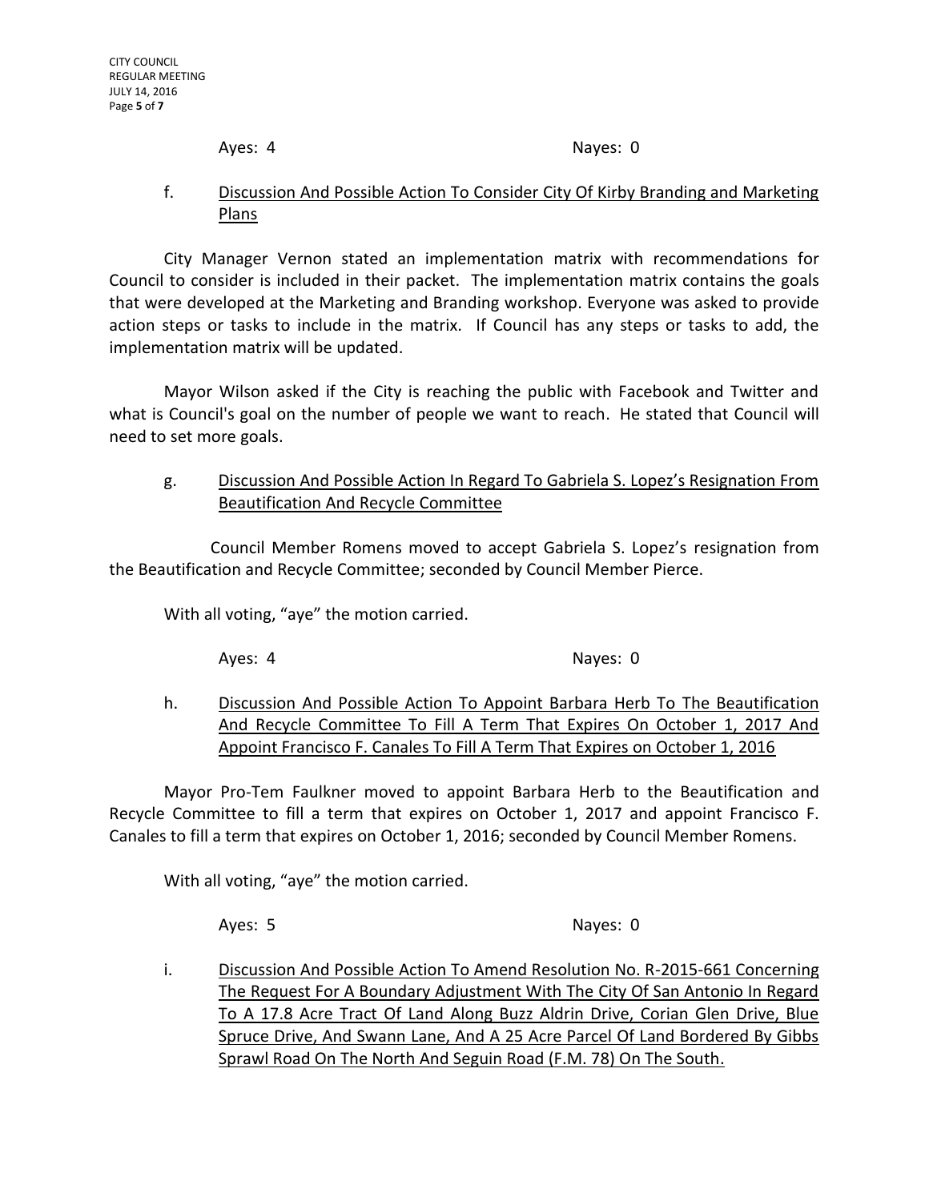Ayes: 4 Nayes: 0

f. Discussion And Possible Action To Consider City Of Kirby Branding and Marketing Plans

City Manager Vernon stated an implementation matrix with recommendations for Council to consider is included in their packet. The implementation matrix contains the goals that were developed at the Marketing and Branding workshop. Everyone was asked to provide action steps or tasks to include in the matrix. If Council has any steps or tasks to add, the implementation matrix will be updated.

Mayor Wilson asked if the City is reaching the public with Facebook and Twitter and what is Council's goal on the number of people we want to reach. He stated that Council will need to set more goals.

g. Discussion And Possible Action In Regard To Gabriela S. Lopez's Resignation From Beautification And Recycle Committee

Council Member Romens moved to accept Gabriela S. Lopez's resignation from the Beautification and Recycle Committee; seconded by Council Member Pierce.

With all voting, "aye" the motion carried.

Ayes: 4 Nayes: 0

h. Discussion And Possible Action To Appoint Barbara Herb To The Beautification And Recycle Committee To Fill A Term That Expires On October 1, 2017 And Appoint Francisco F. Canales To Fill A Term That Expires on October 1, 2016

Mayor Pro-Tem Faulkner moved to appoint Barbara Herb to the Beautification and Recycle Committee to fill a term that expires on October 1, 2017 and appoint Francisco F. Canales to fill a term that expires on October 1, 2016; seconded by Council Member Romens.

With all voting, "aye" the motion carried.

Ayes: 5 Nayes: 0

i. Discussion And Possible Action To Amend Resolution No. R-2015-661 Concerning The Request For A Boundary Adjustment With The City Of San Antonio In Regard To A 17.8 Acre Tract Of Land Along Buzz Aldrin Drive, Corian Glen Drive, Blue Spruce Drive, And Swann Lane, And A 25 Acre Parcel Of Land Bordered By Gibbs Sprawl Road On The North And Seguin Road (F.M. 78) On The South.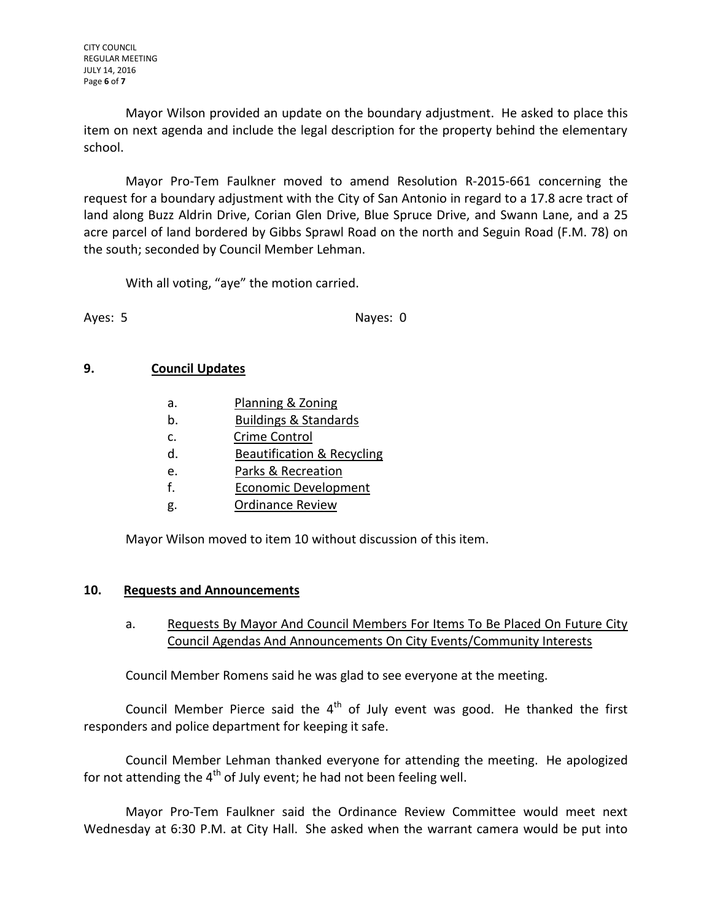Mayor Wilson provided an update on the boundary adjustment. He asked to place this item on next agenda and include the legal description for the property behind the elementary school.

Mayor Pro-Tem Faulkner moved to amend Resolution R-2015-661 concerning the request for a boundary adjustment with the City of San Antonio in regard to a 17.8 acre tract of land along Buzz Aldrin Drive, Corian Glen Drive, Blue Spruce Drive, and Swann Lane, and a 25 acre parcel of land bordered by Gibbs Sprawl Road on the north and Seguin Road (F.M. 78) on the south; seconded by Council Member Lehman.

With all voting, "aye" the motion carried.

Ayes: 5 Nayes: 0

**9. Council Updates**

- a. Planning & Zoning
- b. Buildings & Standards
- c. Crime Control
- d. Beautification & Recycling
- e. Parks & Recreation
- f. Economic Development
- g. Ordinance Review

Mayor Wilson moved to item 10 without discussion of this item.

**10. Requests and Announcements**

a. Requests By Mayor And Council Members For Items To Be Placed On Future City Council Agendas And Announcements On City Events/Community Interests

Council Member Romens said he was glad to see everyone at the meeting.

Council Member Pierce said the 4th of July event was good. He thanked the first responders and police department for keeping it safe.

Council Member Lehman thanked everyone for attending the meeting. He apologized for not attending the 4th of July event; he had not been feeling well.

Mayor Pro-Tem Faulkner said the Ordinance Review Committee would meet next Wednesday at 6:30 P.M. at City Hall. She asked when the warrant camera would be put into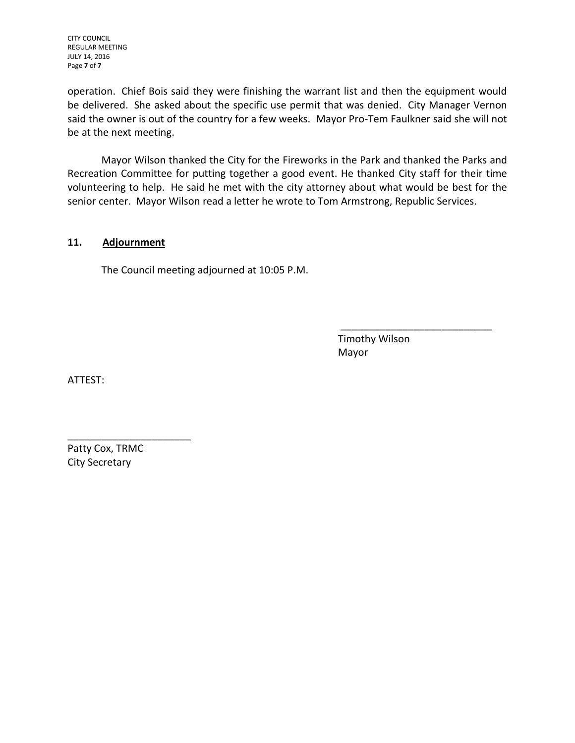operation. Chief Bois said they were finishing the warrant list and then the equipment would be delivered. She asked about the specific use permit that was denied. City Manager Vernon said the owner is out of the country for a few weeks. Mayor Pro-Tem Faulkner said she will not be at the next meeting.

Mayor Wilson thanked the City for the Fireworks in the Park and thanked the Parks and Recreation Committee for putting together a good event. He thanked City staff for their time volunteering to help. He said he met with the city attorney about what would be best for the senior center. Mayor Wilson read a letter he wrote to Tom Armstrong, Republic Services.

## 11. Adjournment

The Council meeting adjourned at 10:05 P.M.

\_\_\_\_\_\_\_\_\_\_\_\_\_\_\_\_\_\_\_\_\_\_\_\_\_\_\_\_
Timothy Wilson
Mayor

ATTEST:

\_\_\_\_\_\_\_\_\_\_\_\_\_\_\_\_\_\_\_\_\_\_\_
Patty Cox, TRMC
City Secretary